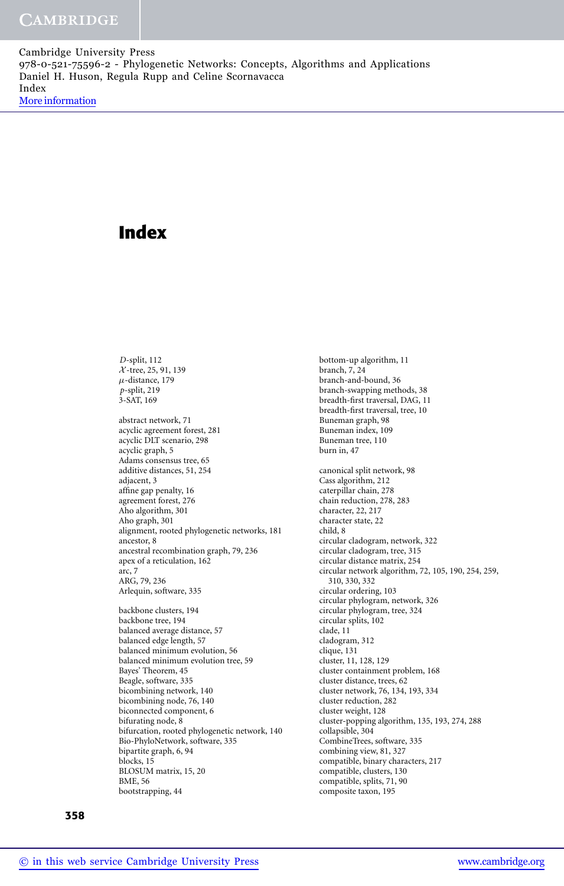# Index

$D$-split, 112
$\mathcal{X}$-tree, 25, 91, 139
$\mu$-distance, 179
$p$-split, 219
3-SAT, 169

abstract network, 71
acyclic agreement forest, 281
acyclic DLT scenario, 298
acyclic graph, 5
Adams consensus tree, 65
additive distances, 51, 254
adjacent, 3
affine gap penalty, 16
agreement forest, 276
Aho algorithm, 301
Aho graph, 301
alignment, rooted phylogenetic networks, 181
ancestor, 8
ancestral recombination graph, 79, 236
apex of a reticulation, 162
arc, 7
ARG, 79, 236
Arlequin, software, 335

backbone clusters, 194
backbone tree, 194
balanced average distance, 57
balanced edge length, 57
balanced minimum evolution, 56
balanced minimum evolution tree, 59
Bayes' Theorem, 45
Beagle, software, 335
bicombining network, 140
bicombining node, 76, 140
biconnected component, 6
bifurating node, 8
bifurcation, rooted phylogenetic network, 140
Bio-PhyloNetwork, software, 335
bipartite graph, 6, 94
blocks, 15
BLOSUM matrix, 15, 20
BME, 56
bootstrapping, 44

bottom-up algorithm, 11
branch, 7, 24
branch-and-bound, 36
branch-swapping methods, 38
breadth-first traversal, DAG, 11
breadth-first traversal, tree, 10
Buneman graph, 98
Buneman index, 109
Buneman tree, 110
burn in, 47

canonical split network, 98
Cass algorithm, 212
caterpillar chain, 278
chain reduction, 278, 283
character, 22, 217
character state, 22
child, 8
circular cladogram, network, 322
circular cladogram, tree, 315
circular distance matrix, 254
circular network algorithm, 72, 105, 190, 254, 259, 310, 330, 332
circular ordering, 103
circular phylogram, network, 326
circular phylogram, tree, 324
circular splits, 102
clade, 11
cladogram, 312
clique, 131
cluster, 11, 128, 129
cluster containment problem, 168
cluster distance, trees, 62
cluster network, 76, 134, 193, 334
cluster reduction, 282
cluster weight, 128
cluster-popping algorithm, 135, 193, 274, 288
collapsible, 304
CombineTrees, software, 335
combining view, 81, 327
compatible, binary characters, 217
compatible, clusters, 130
compatible, splits, 71, 90
composite taxon, 195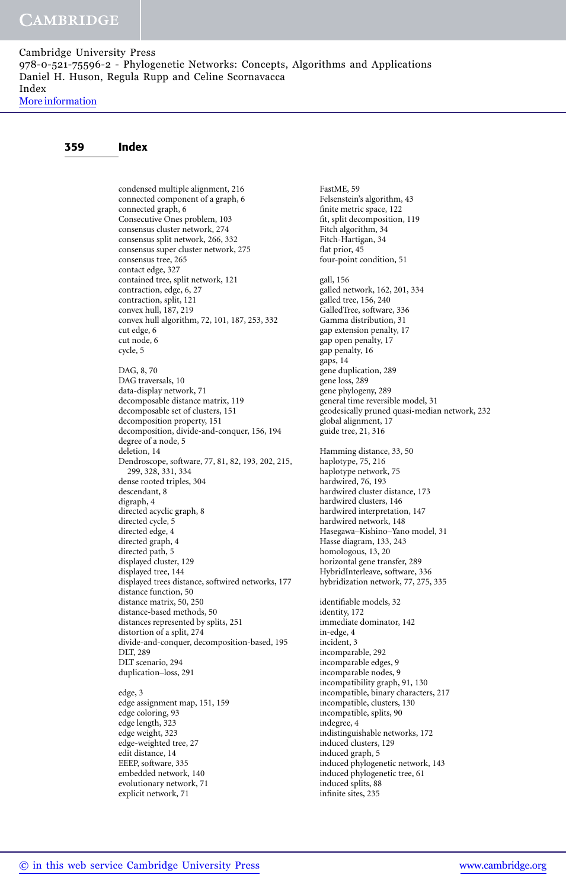## Index

condensed multiple alignment, 216
connected component of a graph, 6
connected graph, 6
Consecutive Ones problem, 103
consensus cluster network, 274
consensus split network, 266, 332
consensus super cluster network, 275
consensus tree, 265
contact edge, 327
contained tree, split network, 121
contraction, edge, 6, 27
contraction, split, 121
convex hull, 187, 219
convex hull algorithm, 72, 101, 187, 253, 332
cut edge, 6
cut node, 6
cycle, 5

DAG, 8, 70
DAG traversals, 10
data-display network, 71
decomposable distance matrix, 119
decomposable set of clusters, 151
decomposition property, 151
decomposition, divide-and-conquer, 156, 194
degree of a node, 5
deletion, 14
Dendroscope, software, 77, 81, 82, 193, 202, 215, 299, 328, 331, 334
dense rooted triples, 304
descendant, 8
digraph, 4
directed acyclic graph, 8
directed cycle, 5
directed edge, 4
directed graph, 4
directed path, 5
displayed cluster, 129
displayed tree, 144
displayed trees distance, softwired networks, 177
distance function, 50
distance matrix, 50, 250
distance-based methods, 50
distances represented by splits, 251
distortion of a split, 274
divide-and-conquer, decomposition-based, 195
DLT, 289
DLT scenario, 294
duplication–loss, 291

edge, 3
edge assignment map, 151, 159
edge coloring, 93
edge length, 323
edge weight, 323
edge-weighted tree, 27
edit distance, 14
EEEP, software, 335
embedded network, 140
evolutionary network, 71
explicit network, 71

FastME, 59
Felsenstein's algorithm, 43
finite metric space, 122
fit, split decomposition, 119
Fitch algorithm, 34
Fitch-Hartigan, 34
flat prior, 45
four-point condition, 51

gall, 156
galled network, 162, 201, 334
galled tree, 156, 240
GalledTree, software, 336
Gamma distribution, 31
gap extension penalty, 17
gap open penalty, 17
gap penalty, 16
gaps, 14
gene duplication, 289
gene loss, 289
gene phylogeny, 289
general time reversible model, 31
geodesically pruned quasi-median network, 232
global alignment, 17
guide tree, 21, 316

Hamming distance, 33, 50
haplotype, 75, 216
haplotype network, 75
hardwired, 76, 193
hardwired cluster distance, 173
hardwired clusters, 146
hardwired interpretation, 147
hardwired network, 148
Hasegawa–Kishino–Yano model, 31
Hasse diagram, 133, 243
homologous, 13, 20
horizontal gene transfer, 289
HybridInterleave, software, 336
hybridization network, 77, 275, 335

identifiable models, 32
identity, 172
immediate dominator, 142
in-edge, 4
incident, 3
incomparable, 292
incomparable edges, 9
incomparable nodes, 9
incompatibility graph, 91, 130
incompatible, binary characters, 217
incompatible, clusters, 130
incompatible, splits, 90
indegree, 4
indistinguishable networks, 172
induced clusters, 129
induced graph, 5
induced phylogenetic network, 143
induced phylogenetic tree, 61
induced splits, 88
infinite sites, 235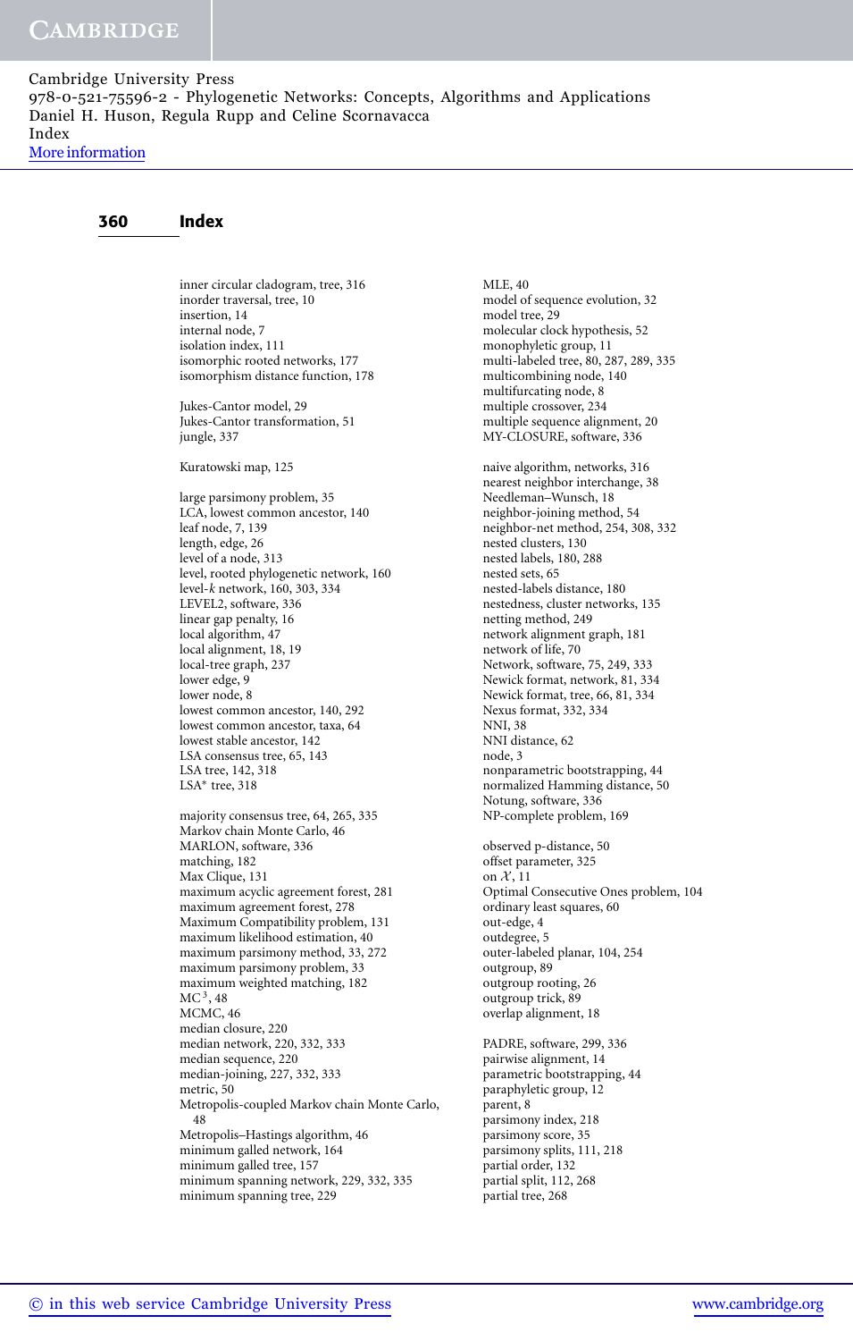## Index

inner circular cladogram, tree, 316
inorder traversal, tree, 10
insertion, 14
internal node, 7
isolation index, 111
isomorphic rooted networks, 177
isomorphism distance function, 178

Jukes-Cantor model, 29
Jukes-Cantor transformation, 51
jungle, 337

Kuratowski map, 125

large parsimony problem, 35
LCA, lowest common ancestor, 140
leaf node, 7, 139
length, edge, 26
level of a node, 313
level, rooted phylogenetic network, 160
level-$k$ network, 160, 303, 334
LEVEL2, software, 336
linear gap penalty, 16
local algorithm, 47
local alignment, 18, 19
local-tree graph, 237
lower edge, 9
lower node, 8
lowest common ancestor, 140, 292
lowest common ancestor, taxa, 64
lowest stable ancestor, 142
LSA consensus tree, 65, 143
LSA tree, 142, 318
LSA* tree, 318

majority consensus tree, 64, 265, 335
Markov chain Monte Carlo, 46
MARLON, software, 336
matching, 182
Max Clique, 131
maximum acyclic agreement forest, 281
maximum agreement forest, 278
Maximum Compatibility problem, 131
maximum likelihood estimation, 40
maximum parsimony method, 33, 272
maximum parsimony problem, 33
maximum weighted matching, 182
$MC^3$, 48
MCMC, 46
median closure, 220
median network, 220, 332, 333
median sequence, 220
median-joining, 227, 332, 333
metric, 50
Metropolis-coupled Markov chain Monte Carlo, 48
Metropolis–Hastings algorithm, 46
minimum galled network, 164
minimum galled tree, 157
minimum spanning network, 229, 332, 335
minimum spanning tree, 229

MLE, 40
model of sequence evolution, 32
model tree, 29
molecular clock hypothesis, 52
monophyletic group, 11
multi-labeled tree, 80, 287, 289, 335
multicombining node, 140
multifurcating node, 8
multiple crossover, 234
multiple sequence alignment, 20
MY-CLOSURE, software, 336

naive algorithm, networks, 316
nearest neighbor interchange, 38
Needleman–Wunsch, 18
neighbor-joining method, 54
neighbor-net method, 254, 308, 332
nested clusters, 130
nested labels, 180, 288
nested sets, 65
nested-labels distance, 180
nestedness, cluster networks, 135
netting method, 249
network alignment graph, 181
network of life, 70
Network, software, 75, 249, 333
Newick format, network, 81, 334
Newick format, tree, 66, 81, 334
Nexus format, 332, 334
NNI, 38
NNI distance, 62
node, 3
nonparametric bootstrapping, 44
normalized Hamming distance, 50
Notung, software, 336
NP-complete problem, 169

observed p-distance, 50
offset parameter, 325
on $\mathcal{X}$, 11
Optimal Consecutive Ones problem, 104
ordinary least squares, 60
out-edge, 4
outdegree, 5
outer-labeled planar, 104, 254
outgroup, 89
outgroup rooting, 26
outgroup trick, 89
overlap alignment, 18

PADRE, software, 299, 336
pairwise alignment, 14
parametric bootstrapping, 44
paraphyletic group, 12
parent, 8
parsimony index, 218
parsimony score, 35
parsimony splits, 111, 218
partial order, 132
partial split, 112, 268
partial tree, 268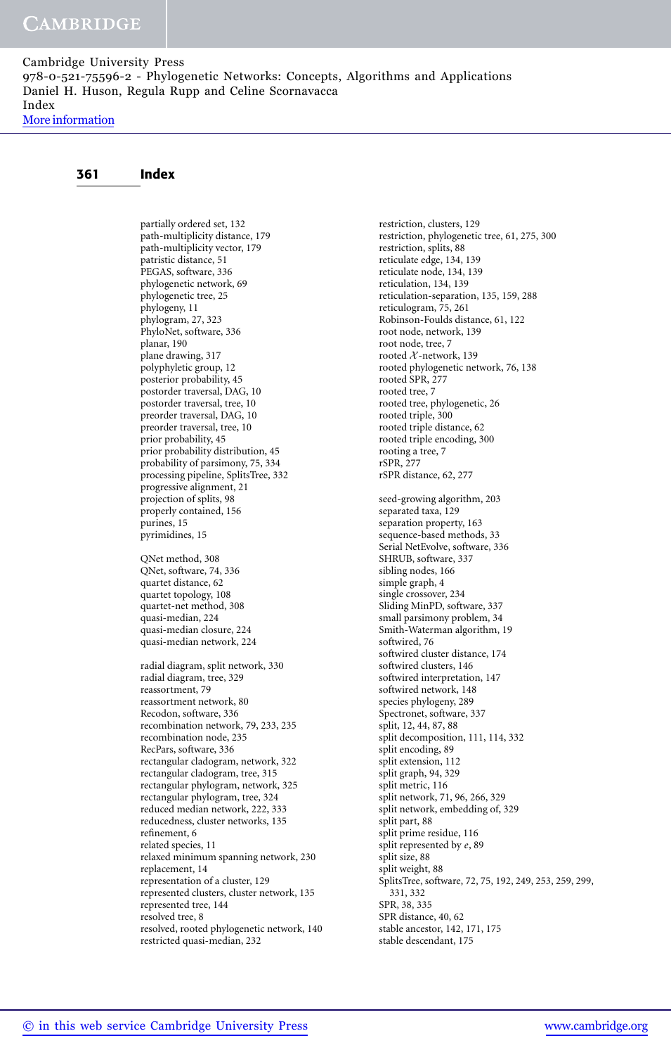## Index

partially ordered set, 132
path-multiplicity distance, 179
path-multiplicity vector, 179
patristic distance, 51
PEGAS, software, 336
phylogenetic network, 69
phylogenetic tree, 25
phylogeny, 11
phylogram, 27, 323
PhyloNet, software, 336
planar, 190
plane drawing, 317
polyphyletic group, 12
posterior probability, 45
postorder traversal, DAG, 10
postorder traversal, tree, 10
preorder traversal, DAG, 10
preorder traversal, tree, 10
prior probability, 45
prior probability distribution, 45
probability of parsimony, 75, 334
processing pipeline, SplitsTree, 332
progressive alignment, 21
projection of splits, 98
properly contained, 156
purines, 15
pyrimidines, 15

QNet method, 308
QNet, software, 74, 336
quartet distance, 62
quartet topology, 108
quartet-net method, 308
quasi-median, 224
quasi-median closure, 224
quasi-median network, 224

radial diagram, split network, 330
radial diagram, tree, 329
reassortment, 79
reassortment network, 80
Recodon, software, 336
recombination network, 79, 233, 235
recombination node, 235
RecPars, software, 336
rectangular cladogram, network, 322
rectangular cladogram, tree, 315
rectangular phylogram, network, 325
rectangular phylogram, tree, 324
reduced median network, 222, 333
reducedness, cluster networks, 135
refinement, 6
related species, 11
relaxed minimum spanning network, 230
replacement, 14
representation of a cluster, 129
represented clusters, cluster network, 135
represented tree, 144
resolved tree, 8
resolved, rooted phylogenetic network, 140
restricted quasi-median, 232
restriction, clusters, 129
restriction, phylogenetic tree, 61, 275, 300
restriction, splits, 88
reticulate edge, 134, 139
reticulate node, 134, 139
reticulation, 134, 139
reticulation-separation, 135, 159, 288
reticulogram, 75, 261
Robinson-Foulds distance, 61, 122
root node, network, 139
root node, tree, 7
rooted $\mathcal{X}$-network, 139
rooted phylogenetic network, 76, 138
rooted SPR, 277
rooted tree, 7
rooted tree, phylogenetic, 26
rooted triple, 300
rooted triple distance, 62
rooted triple encoding, 300
rooting a tree, 7
rSPR, 277
rSPR distance, 62, 277

seed-growing algorithm, 203
separated taxa, 129
separation property, 163
sequence-based methods, 33
Serial NetEvolve, software, 336
SHRUB, software, 337
sibling nodes, 166
simple graph, 4
single crossover, 234
Sliding MinPD, software, 337
small parsimony problem, 34
Smith-Waterman algorithm, 19
softwired, 76
softwired cluster distance, 174
softwired clusters, 146
softwired interpretation, 147
softwired network, 148
species phylogeny, 289
Spectronet, software, 337
split, 12, 44, 87, 88
split decomposition, 111, 114, 332
split encoding, 89
split extension, 112
split graph, 94, 329
split metric, 116
split network, 71, 96, 266, 329
split network, embedding of, 329
split part, 88
split prime residue, 116
split represented by $e$, 89
split size, 88
split weight, 88
SplitsTree, software, 72, 75, 192, 249, 253, 259, 299, 331, 332
SPR, 38, 335
SPR distance, 40, 62
stable ancestor, 142, 171, 175
stable descendant, 175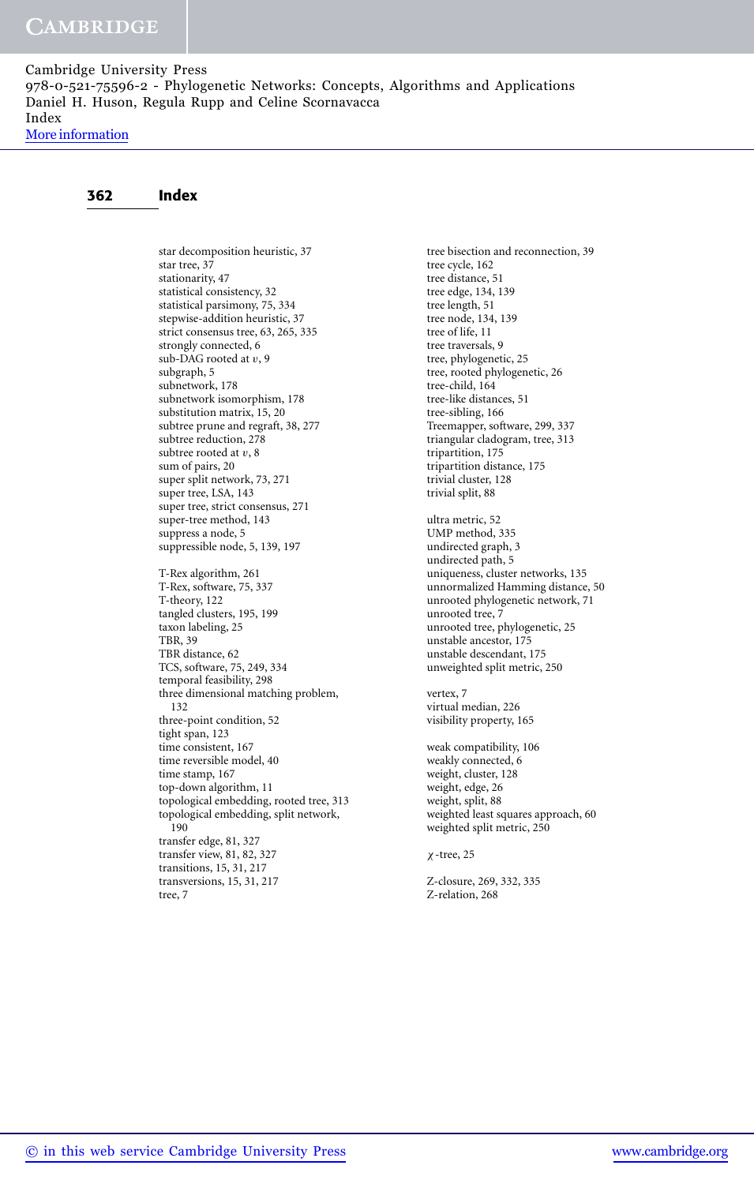# Index

star decomposition heuristic, 37
star tree, 37
stationarity, 47
statistical consistency, 32
statistical parsimony, 75, 334
stepwise-addition heuristic, 37
strict consensus tree, 63, 265, 335
strongly connected, 6
sub-DAG rooted at $v$, 9
subgraph, 5
subnetwork, 178
subnetwork isomorphism, 178
substitution matrix, 15, 20
subtree prune and regraft, 38, 277
subtree reduction, 278
subtree rooted at $v$, 8
sum of pairs, 20
super split network, 73, 271
super tree, LSA, 143
super tree, strict consensus, 271
super-tree method, 143
suppress a node, 5
suppressible node, 5, 139, 197

T-Rex algorithm, 261
T-Rex, software, 75, 337
T-theory, 122
tangled clusters, 195, 199
taxon labeling, 25
TBR, 39
TBR distance, 62
TCS, software, 75, 249, 334
temporal feasibility, 298
three dimensional matching problem, 132
three-point condition, 52
tight span, 123
time consistent, 167
time reversible model, 40
time stamp, 167
top-down algorithm, 11
topological embedding, rooted tree, 313
topological embedding, split network, 190
transfer edge, 81, 327
transfer view, 81, 82, 327
transitions, 15, 31, 217
transversions, 15, 31, 217
tree, 7
tree bisection and reconnection, 39
tree cycle, 162
tree distance, 51
tree edge, 134, 139
tree length, 51
tree node, 134, 139
tree of life, 11
tree traversals, 9
tree, phylogenetic, 25
tree, rooted phylogenetic, 26
tree-child, 164
tree-like distances, 51
tree-sibling, 166
Treemapper, software, 299, 337
triangular cladogram, tree, 313
tripartition, 175
tripartition distance, 175
trivial cluster, 128
trivial split, 88

ultra metric, 52
UMP method, 335
undirected graph, 3
undirected path, 5
uniqueness, cluster networks, 135
unnormalized Hamming distance, 50
unrooted phylogenetic network, 71
unrooted tree, 7
unrooted tree, phylogenetic, 25
unstable ancestor, 175
unstable descendant, 175
unweighted split metric, 250

vertex, 7
virtual median, 226
visibility property, 165

weak compatibility, 106
weakly connected, 6
weight, cluster, 128
weight, edge, 26
weight, split, 88
weighted least squares approach, 60
weighted split metric, 250

$\chi$-tree, 25

Z-closure, 269, 332, 335
Z-relation, 268